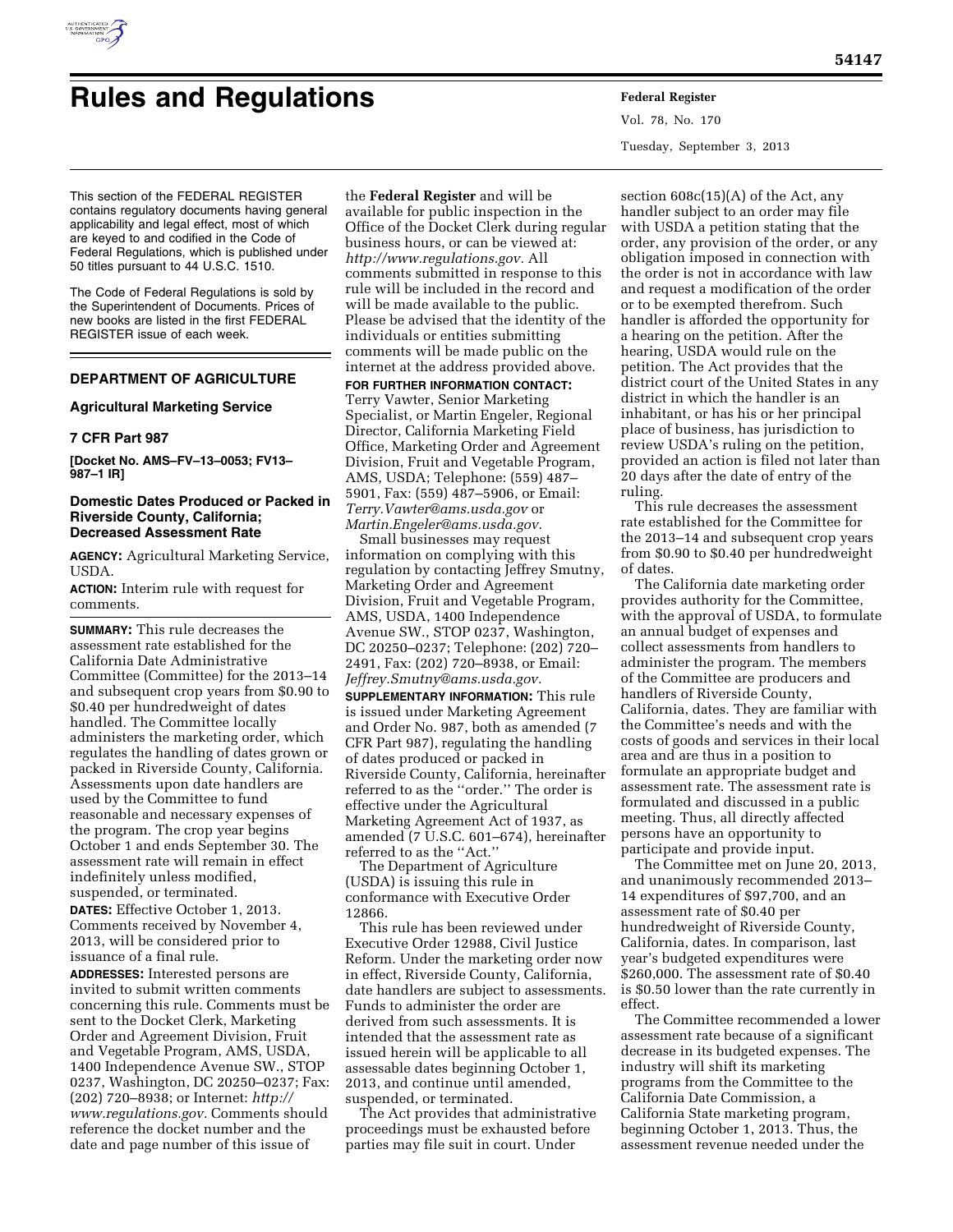# Rules and Registrations

This section of the FEDERAL REGISTER contains regulatory documents having general applicability and legal effect, most of which are keyed to and codified in the Code of Federal Regulations, which is published under 50 titles pursuant to 44 U.S.C. 1510.

The Code of Federal Regulations is sold by the Superintendent of Documents. Prices of new books are listed in the first FEDERAL REGISTER issue of each week.

## DEPARTMENT OF AGRICULTURE

### Agricultural Marketing Service

### 7 CFR Part 987

**[Docket No. AMS–FV–13–0053; FV13–987–1 IR]**

### Domestic Dates Produced or Packed in Riverside County, California; Decreased Assessment Rate

**AGENCY:** Agricultural Marketing Service, USDA.

**ACTION:** Interim rule with request for comments.

**SUMMARY:** This rule decreases the assessment rate established for the California Date Administrative Committee (Committee) for the 2013–14 and subsequent crop years from $0.90 to $0.40 per hundredweight of dates handled. The Committee locally administers the marketing order, which regulates the handling of dates grown or packed in Riverside County, California. Assessments upon date handlers are used by the Committee to fund reasonable and necessary expenses of the program. The crop year begins October 1 and ends September 30. The assessment rate will remain in effect indefinitely unless modified, suspended, or terminated.

**DATES:** Effective October 1, 2013. Comments received by November 4, 2013, will be considered prior to issuance of a final rule.

**ADDRESSES:** Interested persons are invited to submit written comments concerning this rule. Comments must be sent to the Docket Clerk, Marketing Order and Agreement Division, Fruit and Vegetable Program, AMS, USDA, 1400 Independence Avenue SW., STOP 0237, Washington, DC 20250–0237; Fax: (202) 720–8938; or Internet: *http://www.regulations.gov.* Comments should reference the docket number and the date and page number of this issue of the **Federal Register** and will be available for public inspection in the Office of the Docket Clerk during regular business hours, or can be viewed at: *http://www.regulations.gov.* All comments submitted in response to this rule will be included in the record and will be made available to the public. Please be advised that the identity of the individuals or entities submitting comments will be made public on the internet at the address provided above.

**FOR FURTHER INFORMATION CONTACT:** Terry Vawter, Senior Marketing Specialist, or Martin Engeler, Regional Director, California Marketing Field Office, Marketing Order and Agreement Division, Fruit and Vegetable Program, AMS, USDA; Telephone: (559) 487–5901, Fax: (559) 487–5906, or Email: *Terry.Vawter@ams.usda.gov* or *Martin.Engeler@ams.usda.gov.*

Small businesses may request information on complying with this regulation by contacting Jeffrey Smutny, Marketing Order and Agreement Division, Fruit and Vegetable Program, AMS, USDA, 1400 Independence Avenue SW., STOP 0237, Washington, DC 20250–0237; Telephone: (202) 720–2491, Fax: (202) 720–8938, or Email: *Jeffrey.Smutny@ams.usda.gov.*

**SUPPLEMENTARY INFORMATION:** This rule is issued under Marketing Agreement and Order No. 987, both as amended (7 CFR Part 987), regulating the handling of dates produced or packed in Riverside County, California, hereinafter referred to as the ''order.'' The order is effective under the Agricultural Marketing Agreement Act of 1937, as amended (7 U.S.C. 601–674), hereinafter referred to as the ''Act.''

The Department of Agriculture (USDA) is issuing this rule in conformance with Executive Order 12866.

This rule has been reviewed under Executive Order 12988, Civil Justice Reform. Under the marketing order now in effect, Riverside County, California, date handlers are subject to assessments. Funds to administer the order are derived from such assessments. It is intended that the assessment rate as issued herein will be applicable to all assessable dates beginning October 1, 2013, and continue until amended, suspended, or terminated.

The Act provides that administrative proceedings must be exhausted before parties may file suit in court. Under section 608c(15)(A) of the Act, any handler subject to an order may file with USDA a petition stating that the order, any provision of the order, or any obligation imposed in connection with the order is not in accordance with law and request a modification of the order or to be exempted therefrom. Such handler is afforded the opportunity for a hearing on the petition. After the hearing, USDA would rule on the petition. The Act provides that the district court of the United States in any district in which the handler is an inhabitant, or has his or her principal place of business, has jurisdiction to review USDA's ruling on the petition, provided an action is filed not later than 20 days after the date of entry of the ruling.

This rule decreases the assessment rate established for the Committee for the 2013–14 and subsequent crop years from $0.90 to $0.40 per hundredweight of dates.

The California date marketing order provides authority for the Committee, with the approval of USDA, to formulate an annual budget of expenses and collect assessments from handlers to administer the program. The members of the Committee are producers and handlers of Riverside County, California, dates. They are familiar with the Committee's needs and with the costs of goods and services in their local area and are thus in a position to formulate an appropriate budget and assessment rate. The assessment rate is formulated and discussed in a public meeting. Thus, all directly affected persons have an opportunity to participate and provide input.

The Committee met on June 20, 2013, and unanimously recommended 2013–14 expenditures of $97,700, and an assessment rate of $0.40 per hundredweight of Riverside County, California, dates. In comparison, last year's budgeted expenditures were $260,000. The assessment rate of $0.40 is $0.50 lower than the rate currently in effect.

The Committee recommended a lower assessment rate because of a significant decrease in its budgeted expenses. The industry will shift its marketing programs from the Committee to the California Date Commission, a California State marketing program, beginning October 1, 2013. Thus, the assessment revenue needed under the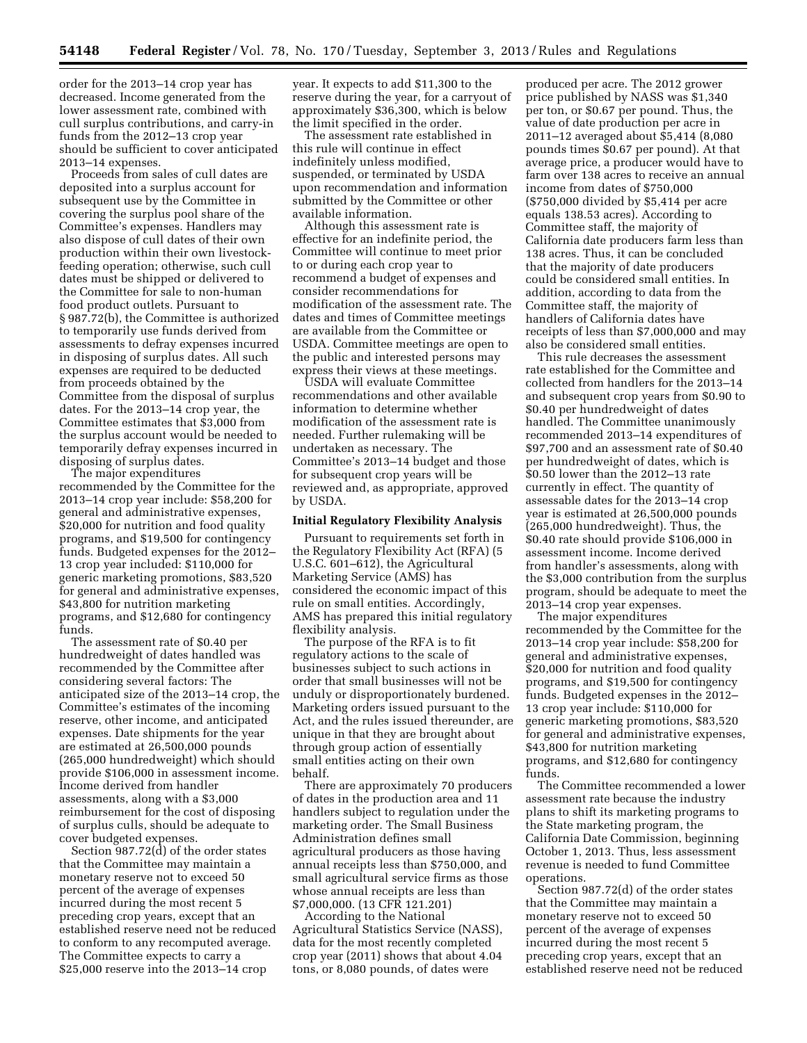order for the 2013–14 crop year has decreased. Income generated from the lower assessment rate, combined with cull surplus contributions, and carry-in funds from the 2012–13 crop year should be sufficient to cover anticipated 2013–14 expenses.

Proceeds from sales of cull dates are deposited into a surplus account for subsequent use by the Committee in covering the surplus pool share of the Committee's expenses. Handlers may also dispose of cull dates of their own production within their own livestock-feeding operation; otherwise, such cull dates must be shipped or delivered to the Committee for sale to non-human food product outlets. Pursuant to § 987.72(b), the Committee is authorized to temporarily use funds derived from assessments to defray expenses incurred in disposing of surplus dates. All such expenses are required to be deducted from proceeds obtained by the Committee from the disposal of surplus dates. For the 2013–14 crop year, the Committee estimates that $3,000 from the surplus account would be needed to temporarily defray expenses incurred in disposing of surplus dates.

The major expenditures recommended by the Committee for the 2013–14 crop year include: $58,200 for general and administrative expenses, $20,000 for nutrition and food quality programs, and $19,500 for contingency funds. Budgeted expenses for the 2012–13 crop year included: $110,000 for generic marketing promotions, $83,520 for general and administrative expenses, $43,800 for nutrition marketing programs, and $12,680 for contingency funds.

The assessment rate of $0.40 per hundredweight of dates handled was recommended by the Committee after considering several factors: The anticipated size of the 2013–14 crop, the Committee's estimates of the incoming reserve, other income, and anticipated expenses. Date shipments for the year are estimated at 26,500,000 pounds (265,000 hundredweight) which should provide $106,000 in assessment income. Income derived from handler assessments, along with a $3,000 reimbursement for the cost of disposing of surplus culls, should be adequate to cover budgeted expenses.

Section 987.72(d) of the order states that the Committee may maintain a monetary reserve not to exceed 50 percent of the average of expenses incurred during the most recent 5 preceding crop years, except that an established reserve need not be reduced to conform to any recomputed average. The Committee expects to carry a $25,000 reserve into the 2013–14 crop year. It expects to add $11,300 to the reserve during the year, for a carryout of approximately $36,300, which is below the limit specified in the order.

The assessment rate established in this rule will continue in effect indefinitely unless modified, suspended, or terminated by USDA upon recommendation and information submitted by the Committee or other available information.

Although this assessment rate is effective for an indefinite period, the Committee will continue to meet prior to or during each crop year to recommend a budget of expenses and consider recommendations for modification of the assessment rate. The dates and times of Committee meetings are available from the Committee or USDA. Committee meetings are open to the public and interested persons may express their views at these meetings.

USDA will evaluate Committee recommendations and other available information to determine whether modification of the assessment rate is needed. Further rulemaking will be undertaken as necessary. The Committee's 2013–14 budget and those for subsequent crop years will be reviewed and, as appropriate, approved by USDA.

## Initial Regulatory Flexibility Analysis

Pursuant to requirements set forth in the Regulatory Flexibility Act (RFA) (5 U.S.C. 601–612), the Agricultural Marketing Service (AMS) has considered the economic impact of this rule on small entities. Accordingly, AMS has prepared this initial regulatory flexibility analysis.

The purpose of the RFA is to fit regulatory actions to the scale of businesses subject to such actions in order that small businesses will not be unduly or disproportionately burdened. Marketing orders issued pursuant to the Act, and the rules issued thereunder, are unique in that they are brought about through group action of essentially small entities acting on their own behalf.

There are approximately 70 producers of dates in the production area and 11 handlers subject to regulation under the marketing order. The Small Business Administration defines small agricultural producers as those having annual receipts less than $750,000, and small agricultural service firms as those whose annual receipts are less than $7,000,000. (13 CFR 121.201)

According to the National Agricultural Statistics Service (NASS), data for the most recently completed crop year (2011) shows that about 4.04 tons, or 8,080 pounds, of dates were produced per acre. The 2012 grower price published by NASS was $1,340 per ton, or $0.67 per pound. Thus, the value of date production per acre in 2011–12 averaged about $5,414 (8,080 pounds times $0.67 per pound). At that average price, a producer would have to farm over 138 acres to receive an annual income from dates of $750,000 ($750,000 divided by $5,414 per acre equals 138.53 acres). According to Committee staff, the majority of California date producers farm less than 138 acres. Thus, it can be concluded that the majority of date producers could be considered small entities. In addition, according to data from the Committee staff, the majority of handlers of California dates have receipts of less than $7,000,000 and may also be considered small entities.

This rule decreases the assessment rate established for the Committee and collected from handlers for the 2013–14 and subsequent crop years from $0.90 to $0.40 per hundredweight of dates handled. The Committee unanimously recommended 2013–14 expenditures of $97,700 and an assessment rate of $0.40 per hundredweight of dates, which is $0.50 lower than the 2012–13 rate currently in effect. The quantity of assessable dates for the 2013–14 crop year is estimated at 26,500,000 pounds (265,000 hundredweight). Thus, the $0.40 rate should provide $106,000 in assessment income. Income derived from handler's assessments, along with the $3,000 contribution from the surplus program, should be adequate to meet the 2013–14 crop year expenses.

The major expenditures recommended by the Committee for the 2013–14 crop year include: $58,200 for general and administrative expenses, $20,000 for nutrition and food quality programs, and $19,500 for contingency funds. Budgeted expenses in the 2012–13 crop year include: $110,000 for generic marketing promotions, $83,520 for general and administrative expenses, $43,800 for nutrition marketing programs, and $12,680 for contingency funds.

The Committee recommended a lower assessment rate because the industry plans to shift its marketing programs to the State marketing program, the California Date Commission, beginning October 1, 2013. Thus, less assessment revenue is needed to fund Committee operations.

Section 987.72(d) of the order states that the Committee may maintain a monetary reserve not to exceed 50 percent of the average of expenses incurred during the most recent 5 preceding crop years, except that an established reserve need not be reduced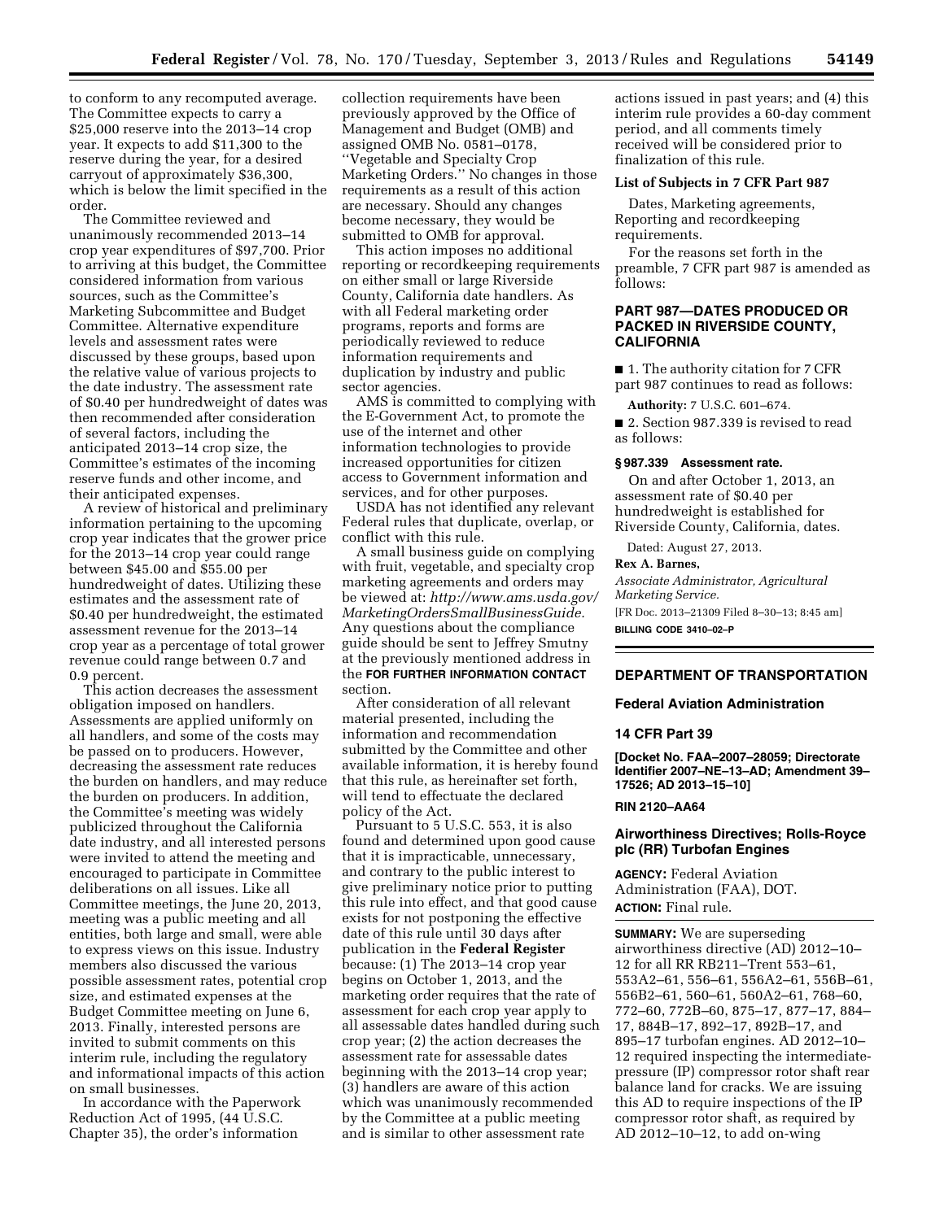to conform to any recomputed average. The Committee expects to carry a $25,000 reserve into the 2013–14 crop year. It expects to add $11,300 to the reserve during the year, for a desired carryout of approximately $36,300, which is below the limit specified in the order.

The Committee reviewed and unanimously recommended 2013–14 crop year expenditures of $97,700. Prior to arriving at this budget, the Committee considered information from various sources, such as the Committee's Marketing Subcommittee and Budget Committee. Alternative expenditure levels and assessment rates were discussed by these groups, based upon the relative value of various projects to the date industry. The assessment rate of $0.40 per hundredweight of dates was then recommended after consideration of several factors, including the anticipated 2013–14 crop size, the Committee's estimates of the incoming reserve funds and other income, and their anticipated expenses.

A review of historical and preliminary information pertaining to the upcoming crop year indicates that the grower price for the 2013–14 crop year could range between $45.00 and $55.00 per hundredweight of dates. Utilizing these estimates and the assessment rate of $0.40 per hundredweight, the estimated assessment revenue for the 2013–14 crop year as a percentage of total grower revenue could range between 0.7 and 0.9 percent.

This action decreases the assessment obligation imposed on handlers. Assessments are applied uniformly on all handlers, and some of the costs may be passed on to producers. However, decreasing the assessment rate reduces the burden on handlers, and may reduce the burden on producers. In addition, the Committee's meeting was widely publicized throughout the California date industry, and all interested persons were invited to attend the meeting and encouraged to participate in Committee deliberations on all issues. Like all Committee meetings, the June 20, 2013, meeting was a public meeting and all entities, both large and small, were able to express views on this issue. Industry members also discussed the various possible assessment rates, potential crop size, and estimated expenses at the Budget Committee meeting on June 6, 2013. Finally, interested persons are invited to submit comments on this interim rule, including the regulatory and informational impacts of this action on small businesses.

In accordance with the Paperwork Reduction Act of 1995, (44 U.S.C. Chapter 35), the order's information collection requirements have been previously approved by the Office of Management and Budget (OMB) and assigned OMB No. 0581–0178, "Vegetable and Specialty Crop Marketing Orders." No changes in those requirements as a result of this action are necessary. Should any changes become necessary, they would be submitted to OMB for approval.

This action imposes no additional reporting or recordkeeping requirements on either small or large Riverside County, California date handlers. As with all Federal marketing order programs, reports and forms are periodically reviewed to reduce information requirements and duplication by industry and public sector agencies.

AMS is committed to complying with the E-Government Act, to promote the use of the internet and other information technologies to provide increased opportunities for citizen access to Government information and services, and for other purposes.

USDA has not identified any relevant Federal rules that duplicate, overlap, or conflict with this rule.

A small business guide on complying with fruit, vegetable, and specialty crop marketing agreements and orders may be viewed at: *http://www.ams.usda.gov/MarketingOrdersSmallBusinessGuide.* Any questions about the compliance guide should be sent to Jeffrey Smutny at the previously mentioned address in the **FOR FURTHER INFORMATION CONTACT** section.

After consideration of all relevant material presented, including the information and recommendation submitted by the Committee and other available information, it is hereby found that this rule, as hereinafter set forth, will tend to effectuate the declared policy of the Act.

Pursuant to 5 U.S.C. 553, it is also found and determined upon good cause that it is impracticable, unnecessary, and contrary to the public interest to give preliminary notice prior to putting this rule into effect, and that good cause exists for not postponing the effective date of this rule until 30 days after publication in the **Federal Register** because: (1) The 2013–14 crop year begins on October 1, 2013, and the marketing order requires that the rate of assessment for each crop year apply to all assessable dates handled during such crop year; (2) the action decreases the assessment rate for assessable dates beginning with the 2013–14 crop year; (3) handlers are aware of this action which was unanimously recommended by the Committee at a public meeting and is similar to other assessment rate actions issued in past years; and (4) this interim rule provides a 60-day comment period, and all comments timely received will be considered prior to finalization of this rule.

### List of Subjects in 7 CFR Part 987

Dates, Marketing agreements, Reporting and recordkeeping requirements.

For the reasons set forth in the preamble, 7 CFR part 987 is amended as follows:

## PART 987—DATES PRODUCED OR PACKED IN RIVERSIDE COUNTY, CALIFORNIA

■ 1. The authority citation for 7 CFR part 987 continues to read as follows:

**Authority:** 7 U.S.C. 601–674.

■ 2. Section 987.339 is revised to read as follows:

### § 987.339 Assessment rate.

On and after October 1, 2013, an assessment rate of $0.40 per hundredweight is established for Riverside County, California, dates.

Dated: August 27, 2013.

**Rex A. Barnes,**

*Associate Administrator, Agricultural Marketing Service.*

[FR Doc. 2013–21309 Filed 8–30–13; 8:45 am]

**BILLING CODE 3410–02–P**

---

## DEPARTMENT OF TRANSPORTATION

## Federal Aviation Administration

## 14 CFR Part 39

**[Docket No. FAA–2007–28059; Directorate Identifier 2007–NE–13–AD; Amendment 39–17526; AD 2013–15–10]**

**RIN 2120–AA64**

## Airworthiness Directives; Rolls-Royce plc (RR) Turbofan Engines

**AGENCY:** Federal Aviation Administration (FAA), DOT.

**ACTION:** Final rule.

**SUMMARY:** We are superseding airworthiness directive (AD) 2012–10–12 for all RR RB211–Trent 553–61, 553A2–61, 556–61, 556A2–61, 556B–61, 556B2–61, 560–61, 560A2–61, 768–60, 772–60, 772B–60, 875–17, 877–17, 884–17, 884B–17, 892–17, 892B–17, and 895–17 turbofan engines. AD 2012–10–12 required inspecting the intermediate-pressure (IP) compressor rotor shaft rear balance land for cracks. We are issuing this AD to require inspections of the IP compressor rotor shaft, as required by AD 2012–10–12, to add on-wing